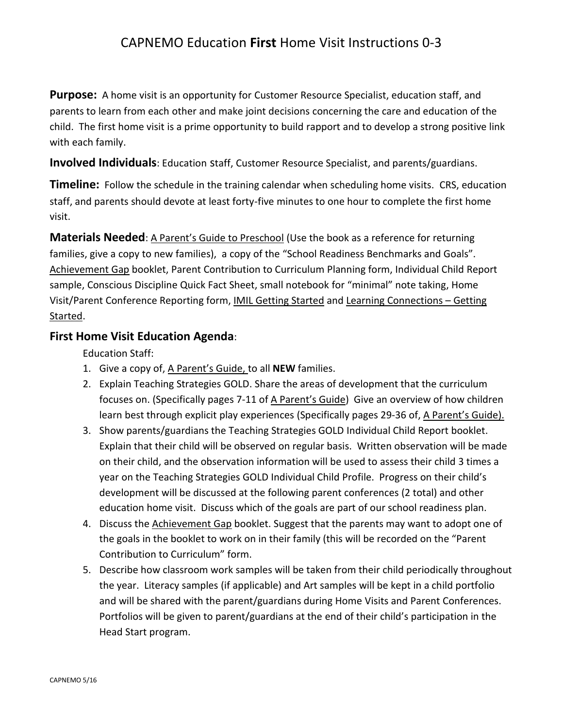# CAPNEMO Education **First** Home Visit Instructions 0-3

**Purpose:** A home visit is an opportunity for Customer Resource Specialist, education staff, and parents to learn from each other and make joint decisions concerning the care and education of the child. The first home visit is a prime opportunity to build rapport and to develop a strong positive link with each family.

**Involved Individuals**: Education staff, Customer Resource Specialist, and parents/guardians.

**Timeline:** Follow the schedule in the training calendar when scheduling home visits. CRS, education staff, and parents should devote at least forty-five minutes to one hour to complete the first home visit.

**Materials Needed**: A Parent's Guide to Preschool (Use the book as a reference for returning families, give a copy to new families), a copy of the "School Readiness Benchmarks and Goals". Achievement Gap booklet, Parent Contribution to Curriculum Planning form, Individual Child Report sample, Conscious Discipline Quick Fact Sheet, small notebook for "minimal" note taking, Home Visit/Parent Conference Reporting form, IMIL Getting Started and Learning Connections – Getting Started.

## First Home Visit Education Agenda:

Education Staff:

1. Give a copy of, A Parent's Guide, to all **NEW** families.
2. Explain Teaching Strategies GOLD. Share the areas of development that the curriculum focuses on. (Specifically pages 7-11 of A Parent's Guide) Give an overview of how children learn best through explicit play experiences (Specifically pages 29-36 of, A Parent's Guide).
3. Show parents/guardians the Teaching Strategies GOLD Individual Child Report booklet. Explain that their child will be observed on regular basis. Written observation will be made on their child, and the observation information will be used to assess their child 3 times a year on the Teaching Strategies GOLD Individual Child Profile. Progress on their child's development will be discussed at the following parent conferences (2 total) and other education home visit. Discuss which of the goals are part of our school readiness plan.
4. Discuss the Achievement Gap booklet. Suggest that the parents may want to adopt one of the goals in the booklet to work on in their family (this will be recorded on the "Parent Contribution to Curriculum" form.
5. Describe how classroom work samples will be taken from their child periodically throughout the year. Literacy samples (if applicable) and Art samples will be kept in a child portfolio and will be shared with the parent/guardians during Home Visits and Parent Conferences. Portfolios will be given to parent/guardians at the end of their child's participation in the Head Start program.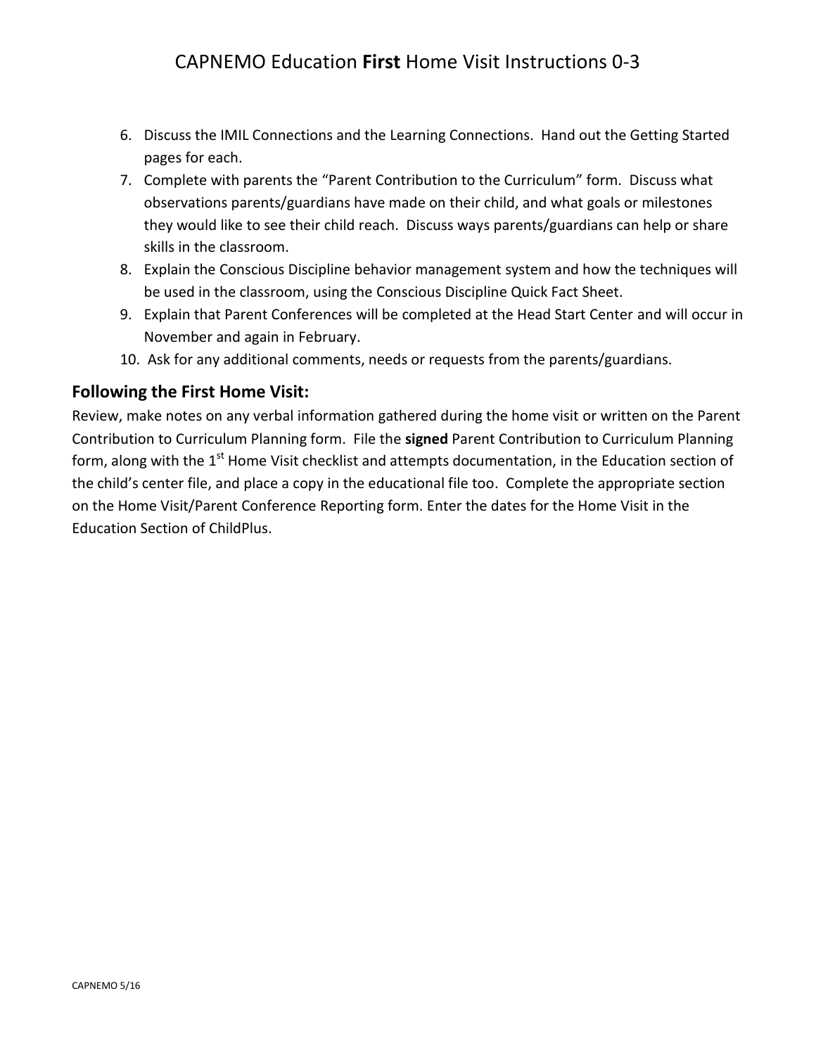6. Discuss the IMIL Connections and the Learning Connections. Hand out the Getting Started pages for each.
7. Complete with parents the “Parent Contribution to the Curriculum” form. Discuss what observations parents/guardians have made on their child, and what goals or milestones they would like to see their child reach. Discuss ways parents/guardians can help or share skills in the classroom.
8. Explain the Conscious Discipline behavior management system and how the techniques will be used in the classroom, using the Conscious Discipline Quick Fact Sheet.
9. Explain that Parent Conferences will be completed at the Head Start Center and will occur in November and again in February.
10. Ask for any additional comments, needs or requests from the parents/guardians.

## Following the First Home Visit:

Review, make notes on any verbal information gathered during the home visit or written on the Parent Contribution to Curriculum Planning form. File the **signed** Parent Contribution to Curriculum Planning form, along with the 1st Home Visit checklist and attempts documentation, in the Education section of the child’s center file, and place a copy in the educational file too. Complete the appropriate section on the Home Visit/Parent Conference Reporting form. Enter the dates for the Home Visit in the Education Section of ChildPlus.